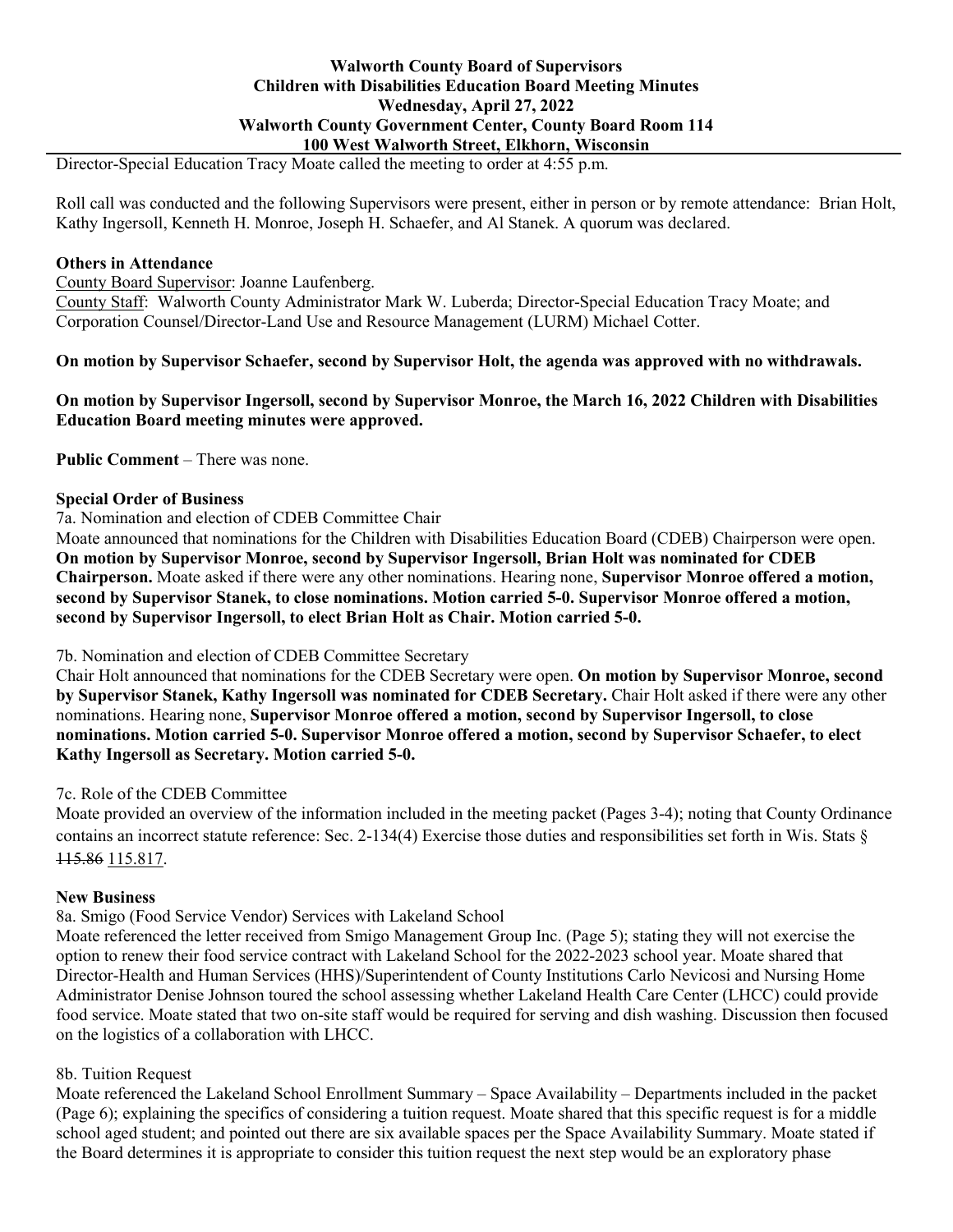**Walworth County Board of Supervisors**
**Children with Disabilities Education Board Meeting Minutes**
**Wednesday, April 27, 2022**
**Walworth County Government Center, County Board Room 114**
**100 West Walworth Street, Elkhorn, Wisconsin**

Director-Special Education Tracy Moate called the meeting to order at 4:55 p.m.

Roll call was conducted and the following Supervisors were present, either in person or by remote attendance: Brian Holt, Kathy Ingersoll, Kenneth H. Monroe, Joseph H. Schaefer, and Al Stanek. A quorum was declared.

**Others in Attendance**

County Board Supervisor: Joanne Laufenberg.
County Staff: Walworth County Administrator Mark W. Luberda; Director-Special Education Tracy Moate; and Corporation Counsel/Director-Land Use and Resource Management (LURM) Michael Cotter.

**On motion by Supervisor Schaefer, second by Supervisor Holt, the agenda was approved with no withdrawals.**

**On motion by Supervisor Ingersoll, second by Supervisor Monroe, the March 16, 2022 Children with Disabilities Education Board meeting minutes were approved.**

**Public Comment** – There was none.

**Special Order of Business**

7a. Nomination and election of CDEB Committee Chair

Moate announced that nominations for the Children with Disabilities Education Board (CDEB) Chairperson were open. **On motion by Supervisor Monroe, second by Supervisor Ingersoll, Brian Holt was nominated for CDEB Chairperson.** Moate asked if there were any other nominations. Hearing none, **Supervisor Monroe offered a motion, second by Supervisor Stanek, to close nominations. Motion carried 5-0. Supervisor Monroe offered a motion, second by Supervisor Ingersoll, to elect Brian Holt as Chair. Motion carried 5-0.**

7b. Nomination and election of CDEB Committee Secretary

Chair Holt announced that nominations for the CDEB Secretary were open. **On motion by Supervisor Monroe, second by Supervisor Stanek, Kathy Ingersoll was nominated for CDEB Secretary.** Chair Holt asked if there were any other nominations. Hearing none, **Supervisor Monroe offered a motion, second by Supervisor Ingersoll, to close nominations. Motion carried 5-0. Supervisor Monroe offered a motion, second by Supervisor Schaefer, to elect Kathy Ingersoll as Secretary. Motion carried 5-0.**

7c. Role of the CDEB Committee

Moate provided an overview of the information included in the meeting packet (Pages 3-4); noting that County Ordinance contains an incorrect statute reference: Sec. 2-134(4) Exercise those duties and responsibilities set forth in Wis. Stats § ~~115.86~~ 115.817.

**New Business**

8a. Smigo (Food Service Vendor) Services with Lakeland School

Moate referenced the letter received from Smigo Management Group Inc. (Page 5); stating they will not exercise the option to renew their food service contract with Lakeland School for the 2022-2023 school year. Moate shared that Director-Health and Human Services (HHS)/Superintendent of County Institutions Carlo Nevicosi and Nursing Home Administrator Denise Johnson toured the school assessing whether Lakeland Health Care Center (LHCC) could provide food service. Moate stated that two on-site staff would be required for serving and dish washing. Discussion then focused on the logistics of a collaboration with LHCC.

8b. Tuition Request

Moate referenced the Lakeland School Enrollment Summary – Space Availability – Departments included in the packet (Page 6); explaining the specifics of considering a tuition request. Moate shared that this specific request is for a middle school aged student; and pointed out there are six available spaces per the Space Availability Summary. Moate stated if the Board determines it is appropriate to consider this tuition request the next step would be an exploratory phase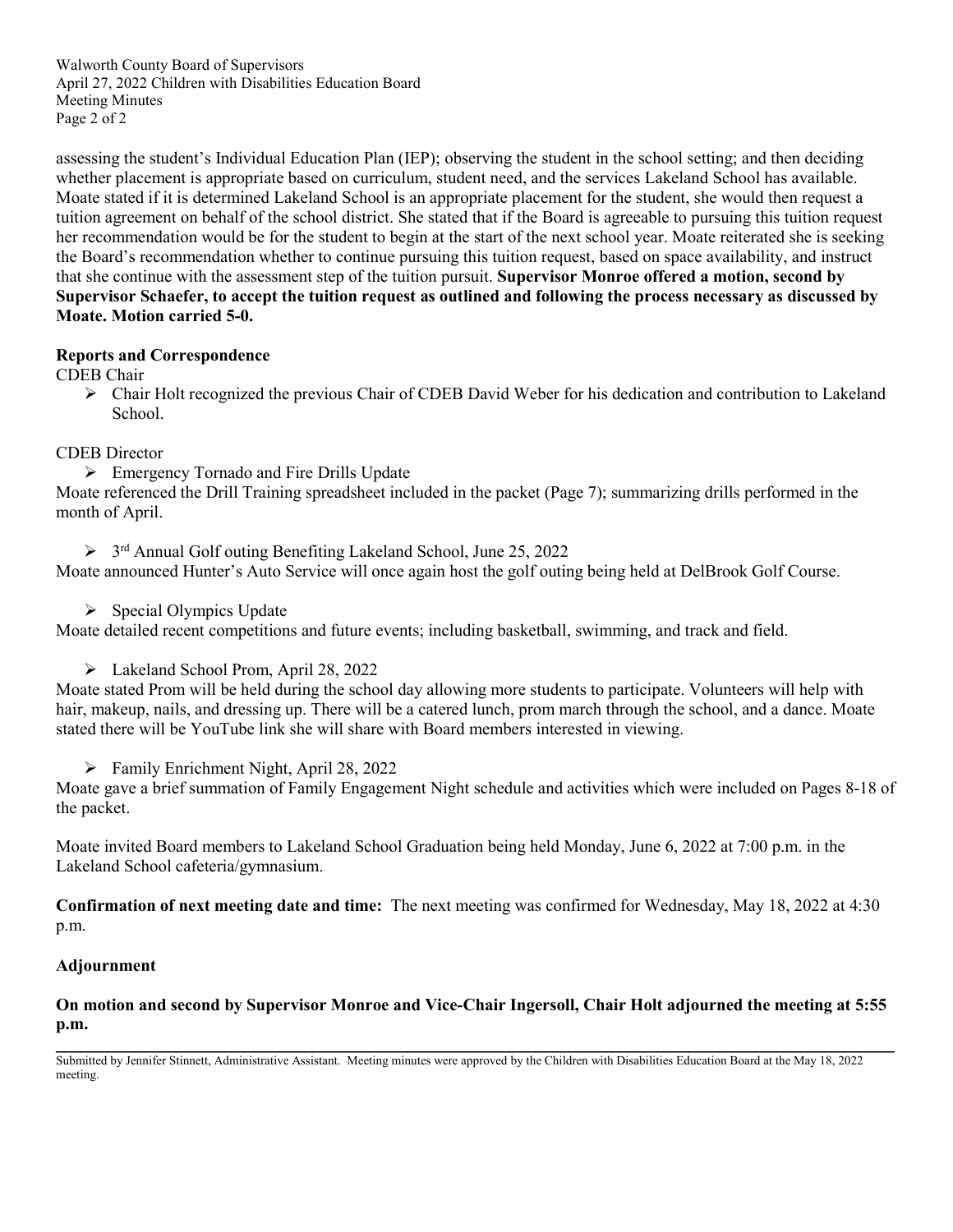assessing the student's Individual Education Plan (IEP); observing the student in the school setting; and then deciding whether placement is appropriate based on curriculum, student need, and the services Lakeland School has available. Moate stated if it is determined Lakeland School is an appropriate placement for the student, she would then request a tuition agreement on behalf of the school district. She stated that if the Board is agreeable to pursuing this tuition request her recommendation would be for the student to begin at the start of the next school year. Moate reiterated she is seeking the Board's recommendation whether to continue pursuing this tuition request, based on space availability, and instruct that she continue with the assessment step of the tuition pursuit. **Supervisor Monroe offered a motion, second by Supervisor Schaefer, to accept the tuition request as outlined and following the process necessary as discussed by Moate. Motion carried 5-0.**

**Reports and Correspondence**

CDEB Chair

- Chair Holt recognized the previous Chair of CDEB David Weber for his dedication and contribution to Lakeland School.

CDEB Director

- Emergency Tornado and Fire Drills Update

Moate referenced the Drill Training spreadsheet included in the packet (Page 7); summarizing drills performed in the month of April.

- 3rd Annual Golf outing Benefiting Lakeland School, June 25, 2022

Moate announced Hunter's Auto Service will once again host the golf outing being held at DelBrook Golf Course.

- Special Olympics Update

Moate detailed recent competitions and future events; including basketball, swimming, and track and field.

- Lakeland School Prom, April 28, 2022

Moate stated Prom will be held during the school day allowing more students to participate. Volunteers will help with hair, makeup, nails, and dressing up. There will be a catered lunch, prom march through the school, and a dance. Moate stated there will be YouTube link she will share with Board members interested in viewing.

- Family Enrichment Night, April 28, 2022

Moate gave a brief summation of Family Engagement Night schedule and activities which were included on Pages 8-18 of the packet.

Moate invited Board members to Lakeland School Graduation being held Monday, June 6, 2022 at 7:00 p.m. in the Lakeland School cafeteria/gymnasium.

**Confirmation of next meeting date and time:** The next meeting was confirmed for Wednesday, May 18, 2022 at 4:30 p.m.

**Adjournment**

**On motion and second by Supervisor Monroe and Vice-Chair Ingersoll, Chair Holt adjourned the meeting at 5:55 p.m.**

Submitted by Jennifer Stinnett, Administrative Assistant. Meeting minutes were approved by the Children with Disabilities Education Board at the May 18, 2022 meeting.